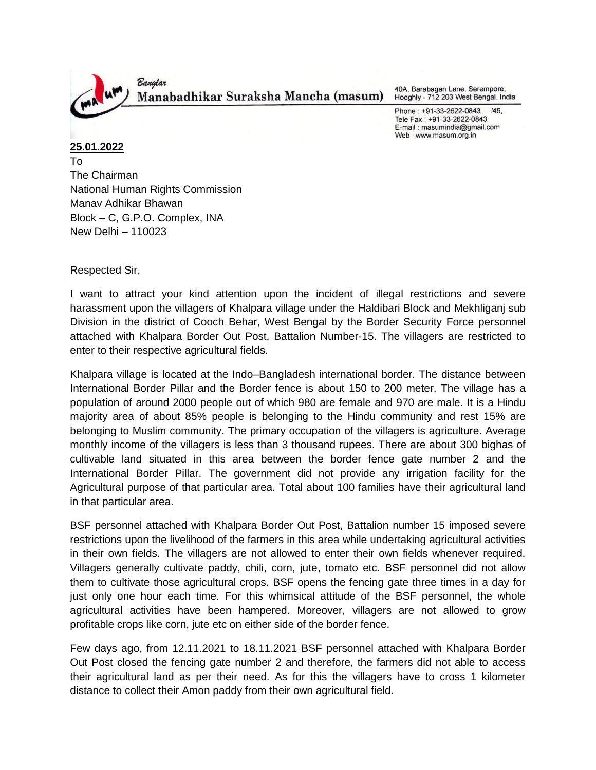Banglar
**Manabadhikar Suraksha Mancha (masum)**

40A, Barabagan Lane, Serempore,
Hooghly - 712 203 West Bengal, India

Phone : +91-33-2622-0843, /45,
Tele Fax : +91-33-2622-0843
E-mail : masumindia@gmail.com
Web : www.masum.org.in

**25.01.2022**

To
The Chairman
National Human Rights Commission
Manav Adhikar Bhawan
Block – C, G.P.O. Complex, INA
New Delhi – 110023

Respected Sir,

I want to attract your kind attention upon the incident of illegal restrictions and severe harassment upon the villagers of Khalpara village under the Haldibari Block and Mekhliganj sub Division in the district of Cooch Behar, West Bengal by the Border Security Force personnel attached with Khalpara Border Out Post, Battalion Number-15. The villagers are restricted to enter to their respective agricultural fields.

Khalpara village is located at the Indo–Bangladesh international border. The distance between International Border Pillar and the Border fence is about 150 to 200 meter. The village has a population of around 2000 people out of which 980 are female and 970 are male. It is a Hindu majority area of about 85% people is belonging to the Hindu community and rest 15% are belonging to Muslim community. The primary occupation of the villagers is agriculture. Average monthly income of the villagers is less than 3 thousand rupees. There are about 300 bighas of cultivable land situated in this area between the border fence gate number 2 and the International Border Pillar. The government did not provide any irrigation facility for the Agricultural purpose of that particular area. Total about 100 families have their agricultural land in that particular area.

BSF personnel attached with Khalpara Border Out Post, Battalion number 15 imposed severe restrictions upon the livelihood of the farmers in this area while undertaking agricultural activities in their own fields. The villagers are not allowed to enter their own fields whenever required. Villagers generally cultivate paddy, chili, corn, jute, tomato etc. BSF personnel did not allow them to cultivate those agricultural crops. BSF opens the fencing gate three times in a day for just only one hour each time. For this whimsical attitude of the BSF personnel, the whole agricultural activities have been hampered. Moreover, villagers are not allowed to grow profitable crops like corn, jute etc on either side of the border fence.

Few days ago, from 12.11.2021 to 18.11.2021 BSF personnel attached with Khalpara Border Out Post closed the fencing gate number 2 and therefore, the farmers did not able to access their agricultural land as per their need. As for this the villagers have to cross 1 kilometer distance to collect their Amon paddy from their own agricultural field.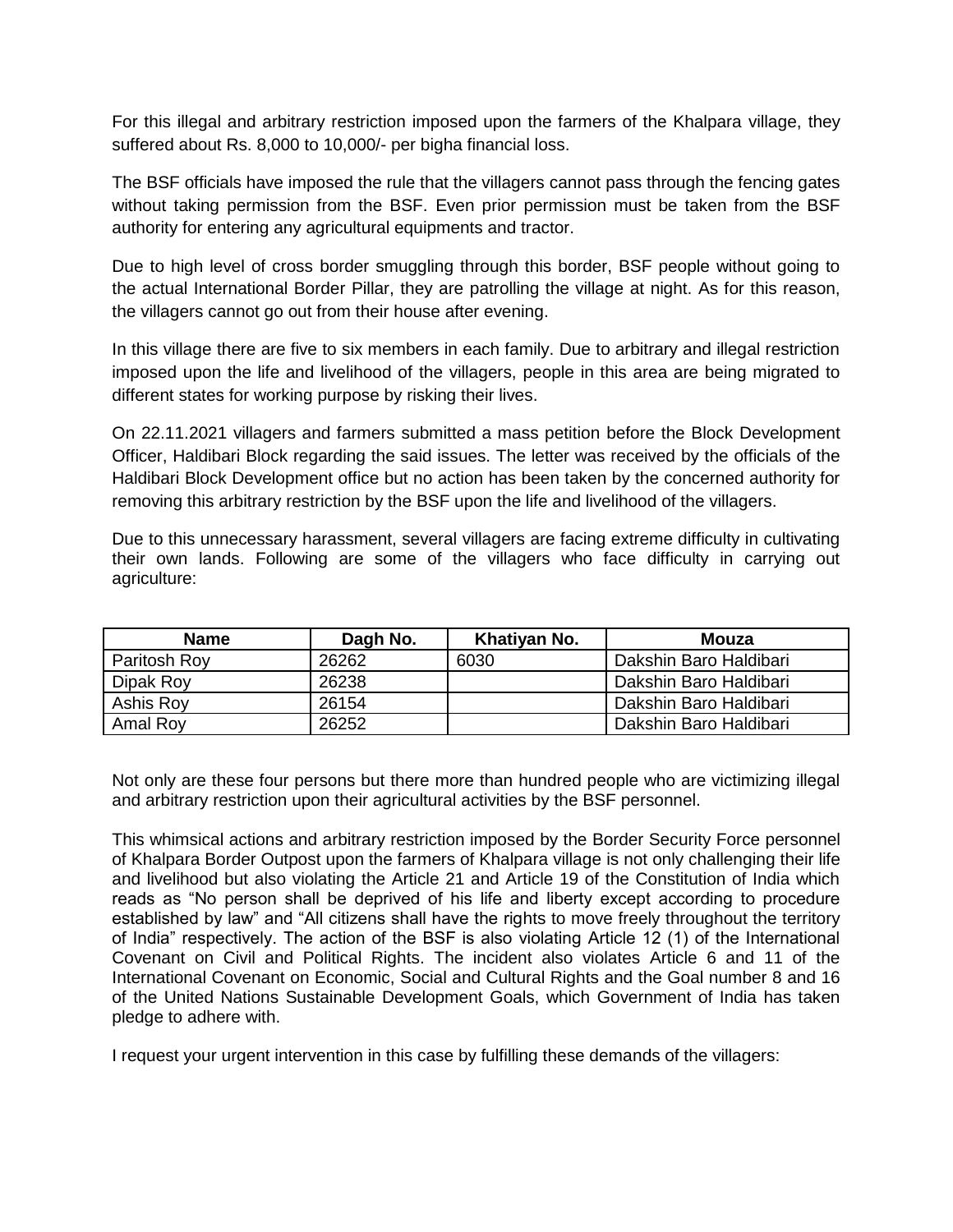For this illegal and arbitrary restriction imposed upon the farmers of the Khalpara village, they suffered about Rs. 8,000 to 10,000/- per bigha financial loss.

The BSF officials have imposed the rule that the villagers cannot pass through the fencing gates without taking permission from the BSF. Even prior permission must be taken from the BSF authority for entering any agricultural equipments and tractor.

Due to high level of cross border smuggling through this border, BSF people without going to the actual International Border Pillar, they are patrolling the village at night. As for this reason, the villagers cannot go out from their house after evening.

In this village there are five to six members in each family. Due to arbitrary and illegal restriction imposed upon the life and livelihood of the villagers, people in this area are being migrated to different states for working purpose by risking their lives.

On 22.11.2021 villagers and farmers submitted a mass petition before the Block Development Officer, Haldibari Block regarding the said issues. The letter was received by the officials of the Haldibari Block Development office but no action has been taken by the concerned authority for removing this arbitrary restriction by the BSF upon the life and livelihood of the villagers.

Due to this unnecessary harassment, several villagers are facing extreme difficulty in cultivating their own lands. Following are some of the villagers who face difficulty in carrying out agriculture:

| Name | Dagh No. | Khatiyan No. | Mouza |
|---|---|---|---|
| Paritosh Roy | 26262 | 6030 | Dakshin Baro Haldibari |
| Dipak Roy | 26238 | | Dakshin Baro Haldibari |
| Ashis Roy | 26154 | | Dakshin Baro Haldibari |
| Amal Roy | 26252 | | Dakshin Baro Haldibari |

Not only are these four persons but there more than hundred people who are victimizing illegal and arbitrary restriction upon their agricultural activities by the BSF personnel.

This whimsical actions and arbitrary restriction imposed by the Border Security Force personnel of Khalpara Border Outpost upon the farmers of Khalpara village is not only challenging their life and livelihood but also violating the Article 21 and Article 19 of the Constitution of India which reads as "No person shall be deprived of his life and liberty except according to procedure established by law" and "All citizens shall have the rights to move freely throughout the territory of India" respectively. The action of the BSF is also violating Article 12 (1) of the International Covenant on Civil and Political Rights. The incident also violates Article 6 and 11 of the International Covenant on Economic, Social and Cultural Rights and the Goal number 8 and 16 of the United Nations Sustainable Development Goals, which Government of India has taken pledge to adhere with.

I request your urgent intervention in this case by fulfilling these demands of the villagers: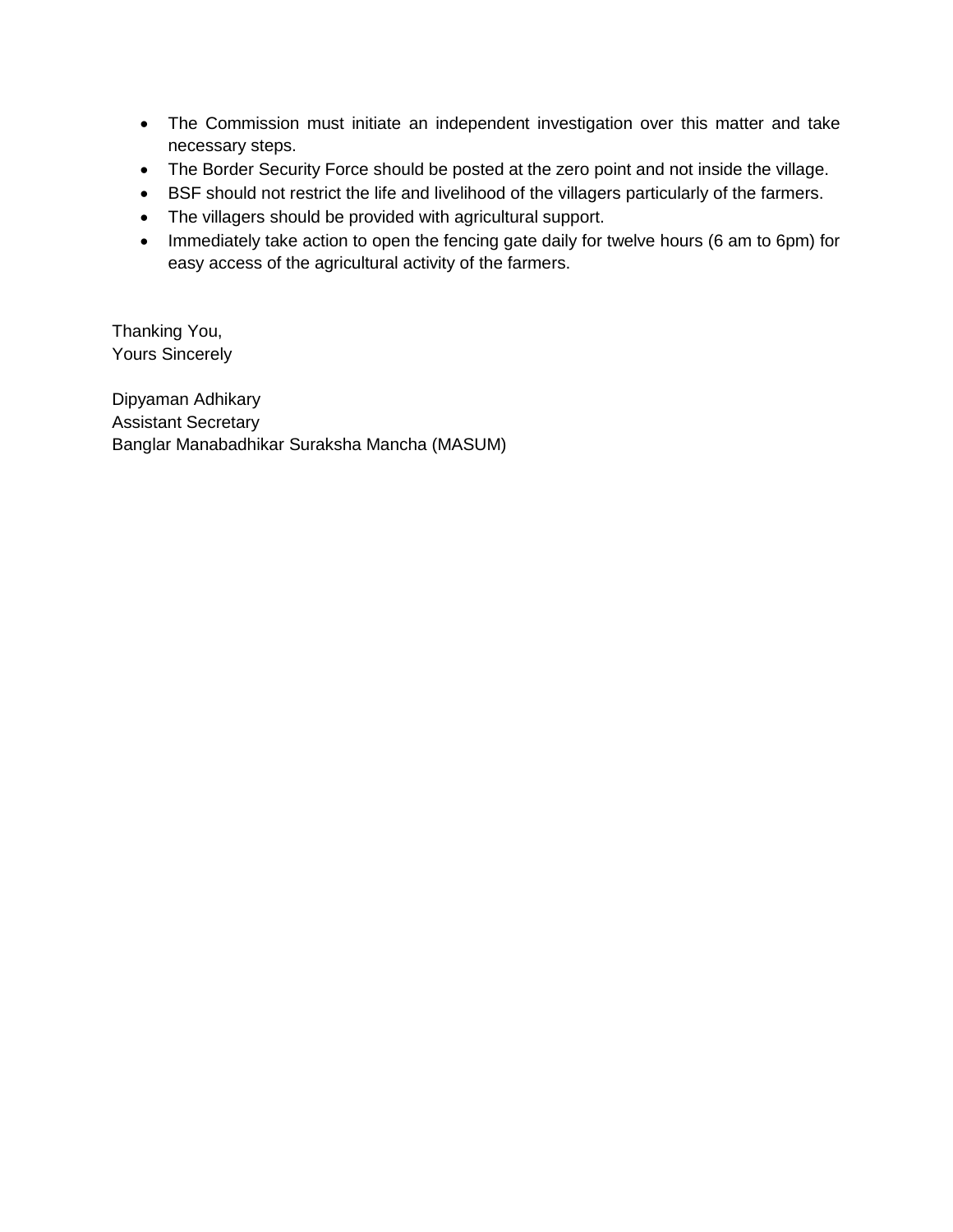- The Commission must initiate an independent investigation over this matter and take necessary steps.
- The Border Security Force should be posted at the zero point and not inside the village.
- BSF should not restrict the life and livelihood of the villagers particularly of the farmers.
- The villagers should be provided with agricultural support.
- Immediately take action to open the fencing gate daily for twelve hours (6 am to 6pm) for easy access of the agricultural activity of the farmers.

Thanking You,
Yours Sincerely

Dipyaman Adhikary
Assistant Secretary
Banglar Manabadhikar Suraksha Mancha (MASUM)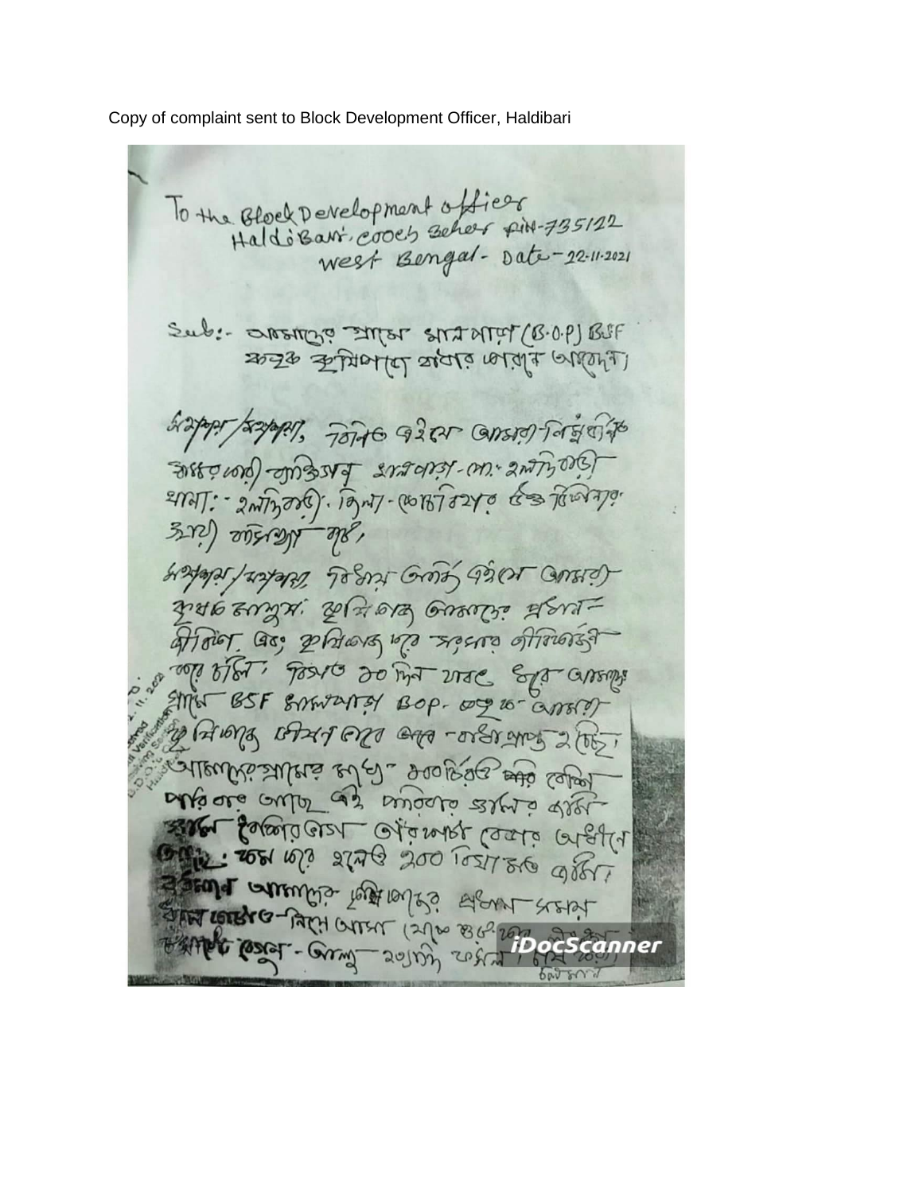Copy of complaint sent to Block Development Officer, Haldibari

To the Block Development officer
Haldibari, cooch Behar PIN-735122
West Bengal - Date - 22.11.2021

Sub:- আমাদের গ্রামে সীমান্ত ফাঁড়ি (B.O.P) BSF কর্তৃক কৃষিকাজে বাধার প্রদান আবেদন।

মহাশয়/মহাশয়া, বিনীত এই যে আমরা নিম্নস্বাক্ষরিত হেমকুমারী ব্যক্তিগণ সীমান্তপাড়া - পো: হলদিবাড়ী থানা: - হলদিবাড়ী, জিলা - কোচবিহার উক্ত ঠিকানার স্থায়ী বাসিন্দা হই,

মহাশয়/মহাশয়া, বিনয় করি এই যে আমরা কৃষক মানুষ। কৃষিকাজ আমাদের প্রধান জীবিকা এবং কৃষিকাজ করে সংসার জীবিকা নির্বাহ করে থাকি। বিগত ১০ দিন যাবৎ হঠাৎ আমাদের গ্রামে BSF সীমান্তপাড়া BOP- থেকে আমাদের কৃষিকাজ বন্ধ করে দেয় - বাধাপ্রাপ্ত হচ্ছি। আমাদের গ্রামের মধ্যে ৩০০টিরও বেশি পরিবার আছে এই কাঁটাতারের বেড়ার অধীনে জমি: কম করে হলেও ২০০ বিঘা মত জমি। বর্তমানে আমাদের কৃষিকাজের প্রধান সময় ধান তোলা - নিয়ে আসা (মাঠ থেকে ...) ... ফসল - আলু রোপণ ...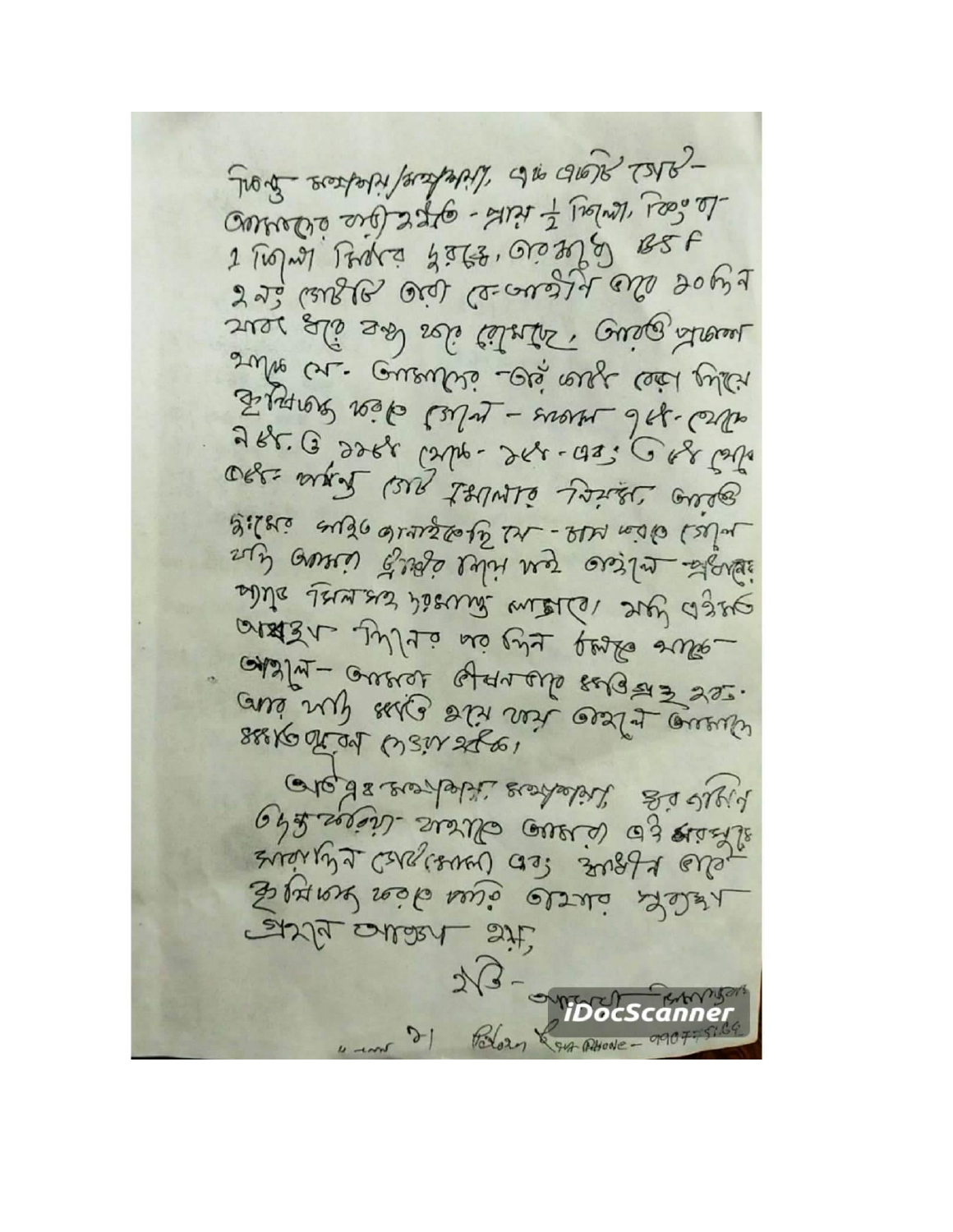কিন্তু মহাশয়/মহাশয়া, এই একটি গেট-
আমাদের বাড়ী থেকে - প্রায় ½ কিলো, কিংবা -
1 কিলো মিটার দূরত্বে, তো সেই BSF
২ নং গেটটি এতো বে-আইনি ভাবে ২০ দিন
যাবৎ ধরে বন্ধ হয়ে রয়েছে, আমরা প্রার্থনা
করছি যে- আমাদের -ওই গেট খোলা দিয়ে
সুবিধাজনক হয়ে যেত - সকাল ৭টা- থেকে
৯টা ও ১১টা থেকে- ১টা - এবং ৩টা থেকে
৫টা পর্যন্ত গেট খোলার নিয়মে, আমরা
হয়তো জানতে পারছি যে - চাষ করতে গেলে
যদি আমরা উন্নতির দিকে যাই তাহলে প্রতিবেশীর
ধানের বিলম্ব হওয়ায় লাগবে/ যদি এইভাবে
অসহায় দিনের পর দিন চলতে থাকে-
তাহলে- আমাদের জীবনের ক্ষতি হয়ে যাবে।
আর যদি ক্ষতি হয়ে যায় তাহলে আমাদের
ক্ষতিপূরণ দেওয়া হবে।

অতএব মহাশয়/মহাশয়া, দয়া করে যদি
একটু করিয়া যাতে আমরা এই গেটের
সারাদিন গেট খোলা এবং আইন মতে
সুবিধাজনক হয়ে যাতে আমার সুব্যবস্থা
প্রদান করেন।

ইতি - আপনার বিশ্বাসী

১) ... Phone - ...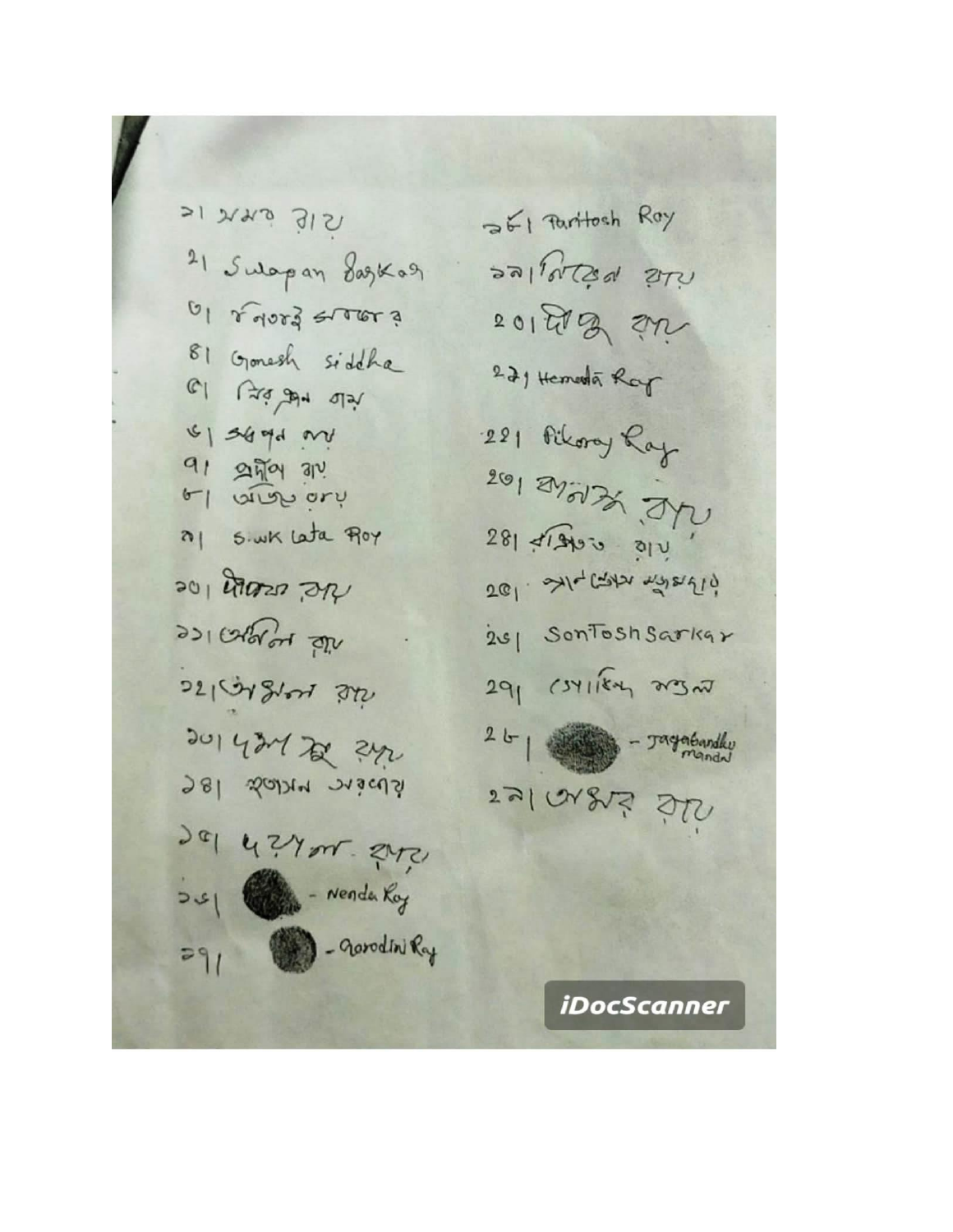১। সমর রায়

২। Swapan Sarkar

৩। রনোরঞ্জ সরকার

৪। Ganesh Siddha

৫। নিরঞ্জন রায়

৬। স্বপন রায়

৭। প্রদীপ রায়

৮। অজিত রায়

৯। S.wk lata Roy

১০। দীপক রায়

১১। অনিল রায়

১২। অঞ্জলি রায়

১৩। পুষ্প রায়

১৪। সুজন সরকার

১৫। পরেশ রায়

১৬। - Nenda Roy

১৭। - Sarodini Roy

১৮। Paritosh Roy

১৯। নিরেন রায়

২০। দীপু রায়

২১। Hemeda Roy

২২। Pikoray Roy

২৩। অনন্ত রায়

২৪। বিশ্বজিৎ রায়

২৫। প্রাণ তোষ মজুমদার

২৬। SonTosh Sarkar

২৭। গোবিন্দ মন্ডল

২৮। - Jagabandhu mandal

২৯। অমর রায়